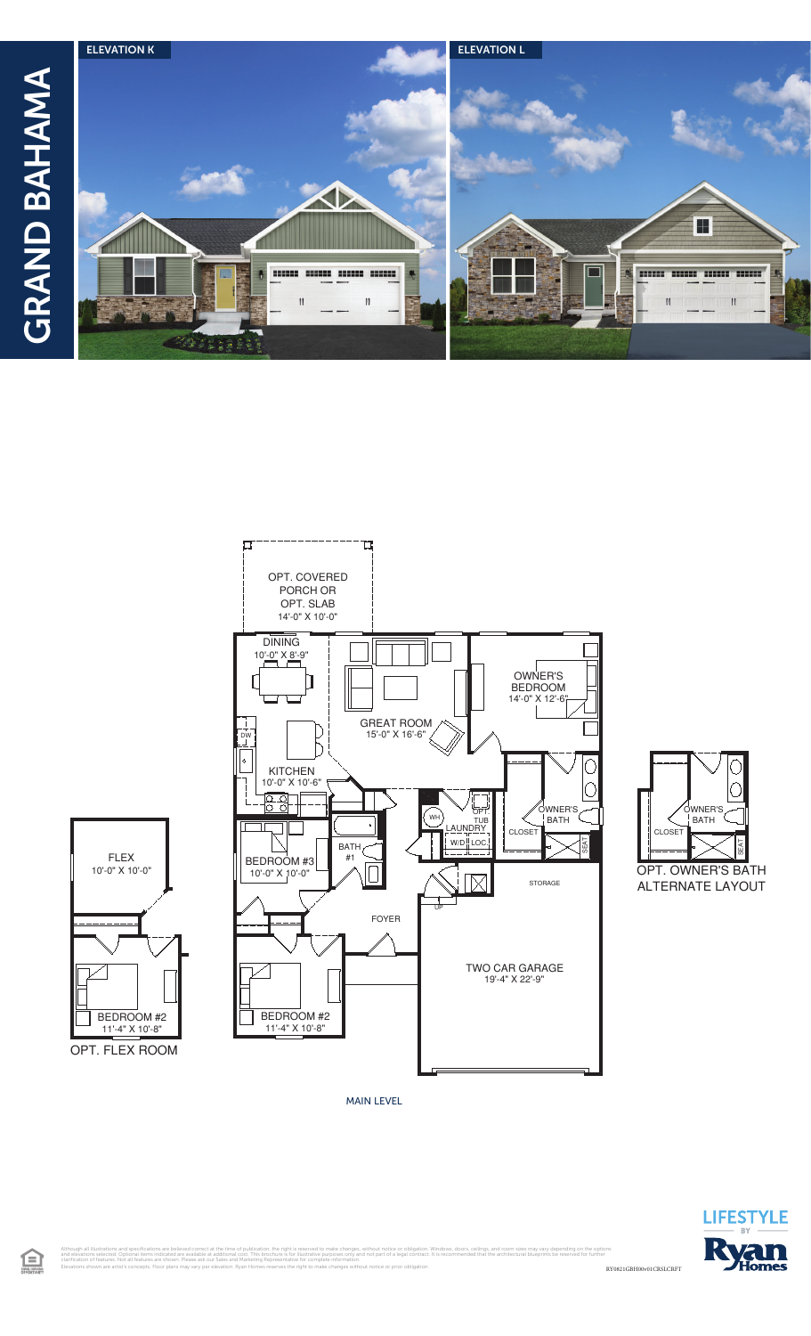# GRAND BAHAMA

ELEVATION K

ELEVATION L

OPT. COVERED PORCH OR OPT. SLAB
14'-0" X 10'-0"

DINING
10'-0" X 8'-9"

GREAT ROOM
15'-0" X 16'-6"

OWNER'S BEDROOM
14'-0" X 12'-6"

KITCHEN
10'-0" X 10'-6"

DW

WH

OPT. TUB

LAUNDRY

W/D

LOC

OWNER'S BATH

CLOSET

SEAT

BATH #1

BEDROOM #3
10'-0" X 10'-0"

STORAGE

UP

FOYER

TWO CAR GARAGE
19'-4" X 22'-9"

BEDROOM #2
11'-4" X 10'-8"

FLEX
10'-0" X 10'-0"

BEDROOM #2
11'-4" X 10'-8"

OPT. FLEX ROOM

CLOSET

OWNER'S BATH

SEAT

OPT. OWNER'S BATH ALTERNATE LAYOUT

MAIN LEVEL

Although all illustrations and specifications are believed correct at the time of publication, the right is reserved to make changes, without notice or obligation. Windows, doors, ceilings, and room sizes may vary depending on the options and elevations selected. Optional items indicated are available at additional cost. This brochure is for illustrative purposes only and not part of a legal contract. It is recommended that the architectural blueprints be reserved for further clarification of features. Not all features are shown. Please ask our Sales and Marketing Representative for complete information.
Elevations shown are artist's concepts. Floor plans may vary per elevation. Ryan Homes reserves the right to make changes without notice or prior obligation.

RY0821GBH00v01CRSLCRFT

LIFESTYLE BY Ryan Homes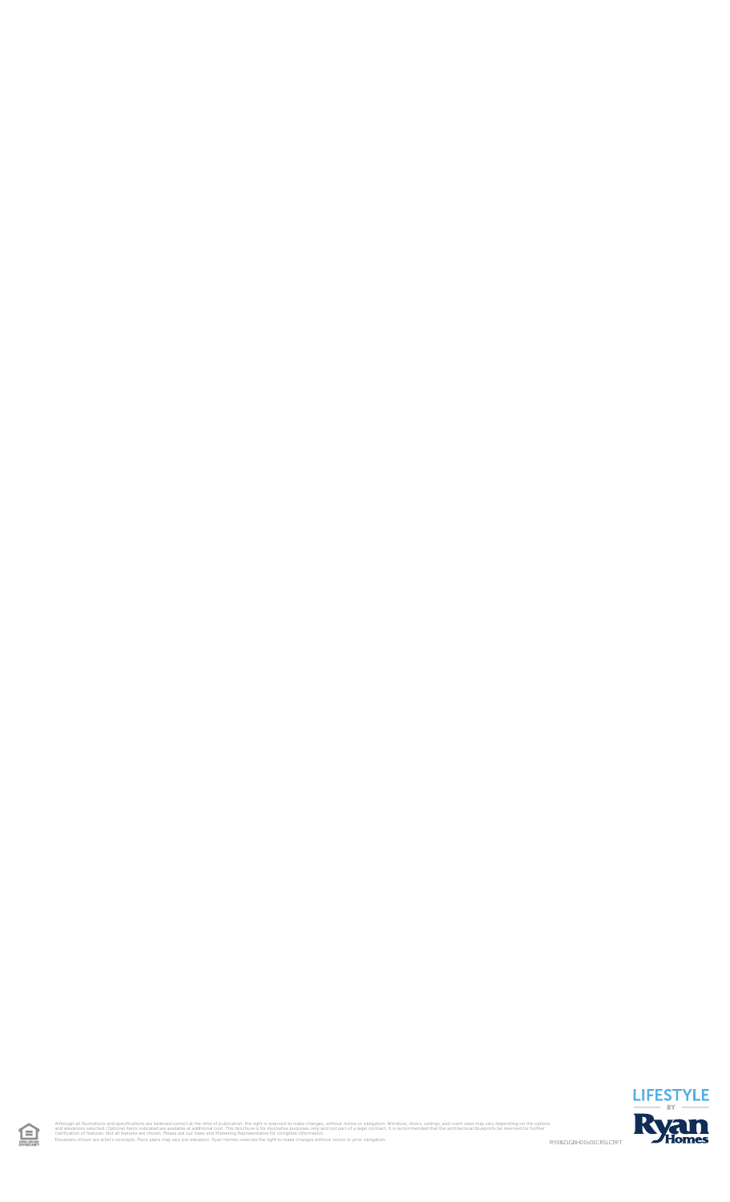Although all illustrations and specifications are believed correct at the time of publication, the right is reserved to make changes, without notice or obligation. Windows, doors, ceilings, and room sizes may vary depending on the options and elevations selected. Optional items indicated are available at additional cost. This brochure is for illustrative purposes only and not part of a legal contract. It is recommended that the architectural blueprints be reviewed for further clarification of features. Not all features are shown. Please ask our Sales and Marketing Representative for complete information.
Elevations shown are artist's concepts. Floor plans may vary per elevation. Ryan Homes reserves the right to make changes without notice or prior obligation.

RY0821GBH00v01CRSLCRFT

LIFESTYLE BY Ryan Homes